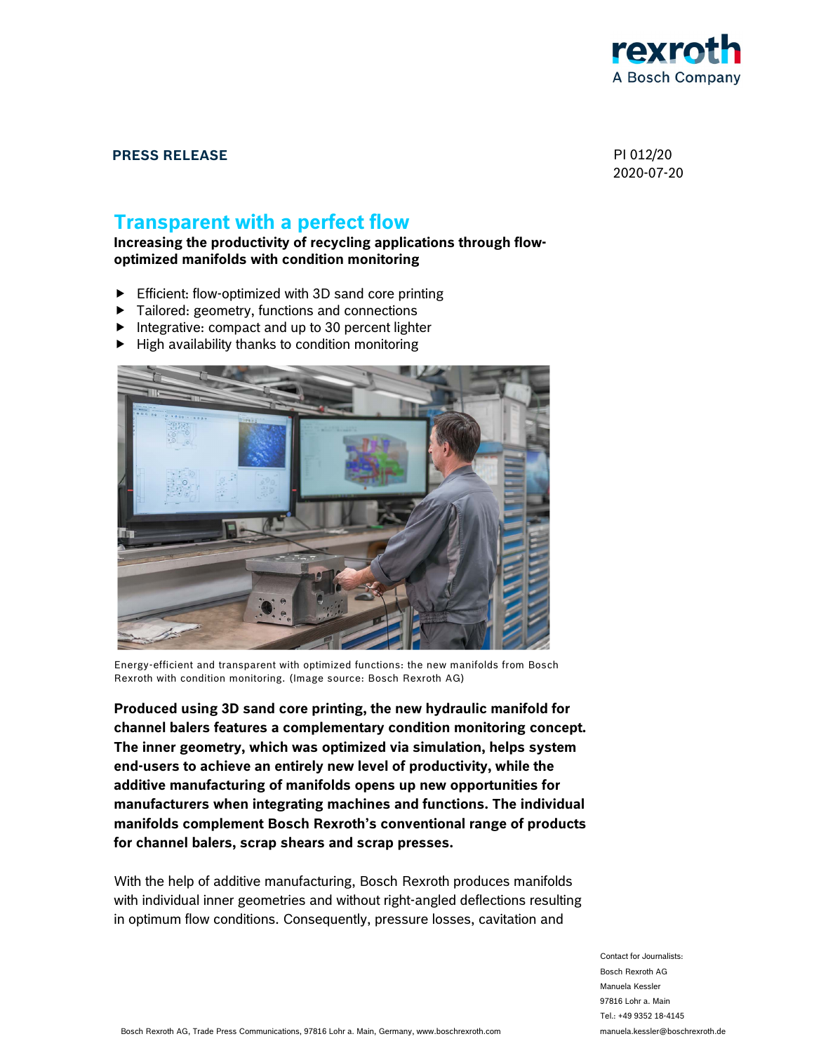**PRESS RELEASE**

PI 012/20
2020-07-20

# Transparent with a perfect flow

**Increasing the productivity of recycling applications through flow-optimized manifolds with condition monitoring**

- Efficient: flow-optimized with 3D sand core printing
- Tailored: geometry, functions and connections
- Integrative: compact and up to 30 percent lighter
- High availability thanks to condition monitoring

Energy-efficient and transparent with optimized functions: the new manifolds from Bosch Rexroth with condition monitoring. (Image source: Bosch Rexroth AG)

**Produced using 3D sand core printing, the new hydraulic manifold for channel balers features a complementary condition monitoring concept. The inner geometry, which was optimized via simulation, helps system end-users to achieve an entirely new level of productivity, while the additive manufacturing of manifolds opens up new opportunities for manufacturers when integrating machines and functions. The individual manifolds complement Bosch Rexroth's conventional range of products for channel balers, scrap shears and scrap presses.**

With the help of additive manufacturing, Bosch Rexroth produces manifolds with individual inner geometries and without right-angled deflections resulting in optimum flow conditions. Consequently, pressure losses, cavitation and

Contact for Journalists:
Bosch Rexroth AG
Manuela Kessler
97816 Lohr a. Main
Tel.: +49 9352 18-4145
manuela.kessler@boschrexroth.de

Bosch Rexroth AG, Trade Press Communications, 97816 Lohr a. Main, Germany, www.boschrexroth.com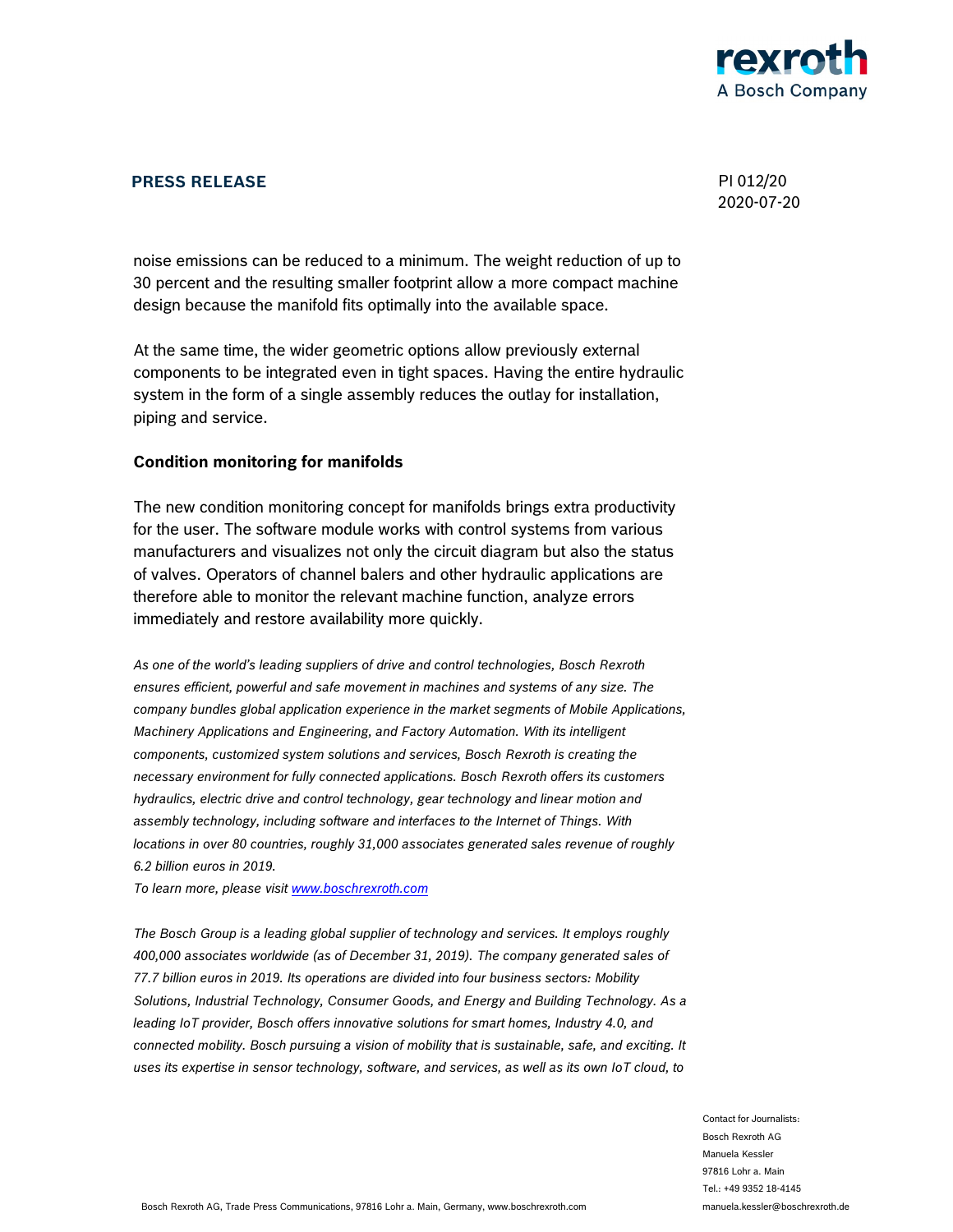noise emissions can be reduced to a minimum. The weight reduction of up to 30 percent and the resulting smaller footprint allow a more compact machine design because the manifold fits optimally into the available space.

At the same time, the wider geometric options allow previously external components to be integrated even in tight spaces. Having the entire hydraulic system in the form of a single assembly reduces the outlay for installation, piping and service.

## Condition monitoring for manifolds

The new condition monitoring concept for manifolds brings extra productivity for the user. The software module works with control systems from various manufacturers and visualizes not only the circuit diagram but also the status of valves. Operators of channel balers and other hydraulic applications are therefore able to monitor the relevant machine function, analyze errors immediately and restore availability more quickly.

*As one of the world's leading suppliers of drive and control technologies, Bosch Rexroth ensures efficient, powerful and safe movement in machines and systems of any size. The company bundles global application experience in the market segments of Mobile Applications, Machinery Applications and Engineering, and Factory Automation. With its intelligent components, customized system solutions and services, Bosch Rexroth is creating the necessary environment for fully connected applications. Bosch Rexroth offers its customers hydraulics, electric drive and control technology, gear technology and linear motion and assembly technology, including software and interfaces to the Internet of Things. With locations in over 80 countries, roughly 31,000 associates generated sales revenue of roughly 6.2 billion euros in 2019.*
*To learn more, please visit [www.boschrexroth.com](http://www.boschrexroth.com)*

*The Bosch Group is a leading global supplier of technology and services. It employs roughly 400,000 associates worldwide (as of December 31, 2019). The company generated sales of 77.7 billion euros in 2019. Its operations are divided into four business sectors: Mobility Solutions, Industrial Technology, Consumer Goods, and Energy and Building Technology. As a leading IoT provider, Bosch offers innovative solutions for smart homes, Industry 4.0, and connected mobility. Bosch pursuing a vision of mobility that is sustainable, safe, and exciting. It uses its expertise in sensor technology, software, and services, as well as its own IoT cloud, to*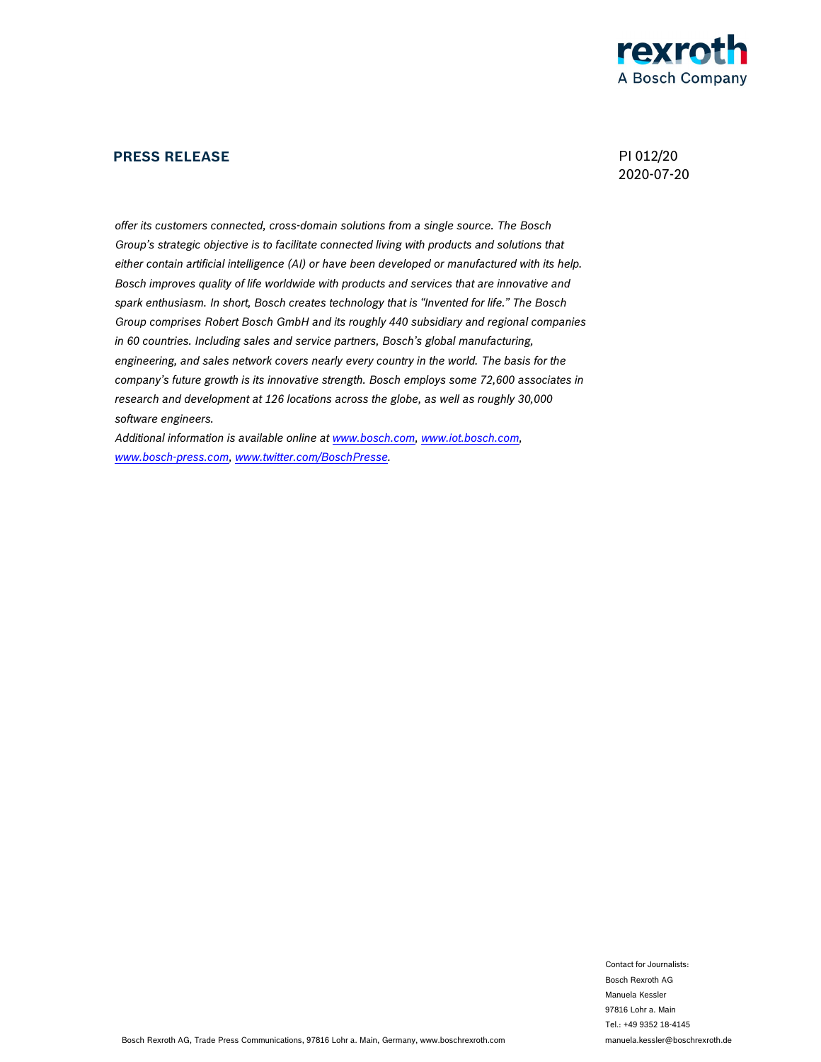*offer its customers connected, cross-domain solutions from a single source. The Bosch Group's strategic objective is to facilitate connected living with products and solutions that either contain artificial intelligence (AI) or have been developed or manufactured with its help. Bosch improves quality of life worldwide with products and services that are innovative and spark enthusiasm. In short, Bosch creates technology that is "Invented for life." The Bosch Group comprises Robert Bosch GmbH and its roughly 440 subsidiary and regional companies in 60 countries. Including sales and service partners, Bosch's global manufacturing, engineering, and sales network covers nearly every country in the world. The basis for the company's future growth is its innovative strength. Bosch employs some 72,600 associates in research and development at 126 locations across the globe, as well as roughly 30,000 software engineers.*

*Additional information is available online at [www.bosch.com](http://www.bosch.com), [www.iot.bosch.com](http://www.iot.bosch.com), [www.bosch-press.com](http://www.bosch-press.com), [www.twitter.com/BoschPresse](http://www.twitter.com/BoschPresse).*

Contact for Journalists:
Bosch Rexroth AG
Manuela Kessler
97816 Lohr a. Main
Tel.: +49 9352 18-4145
manuela.kessler@boschrexroth.de